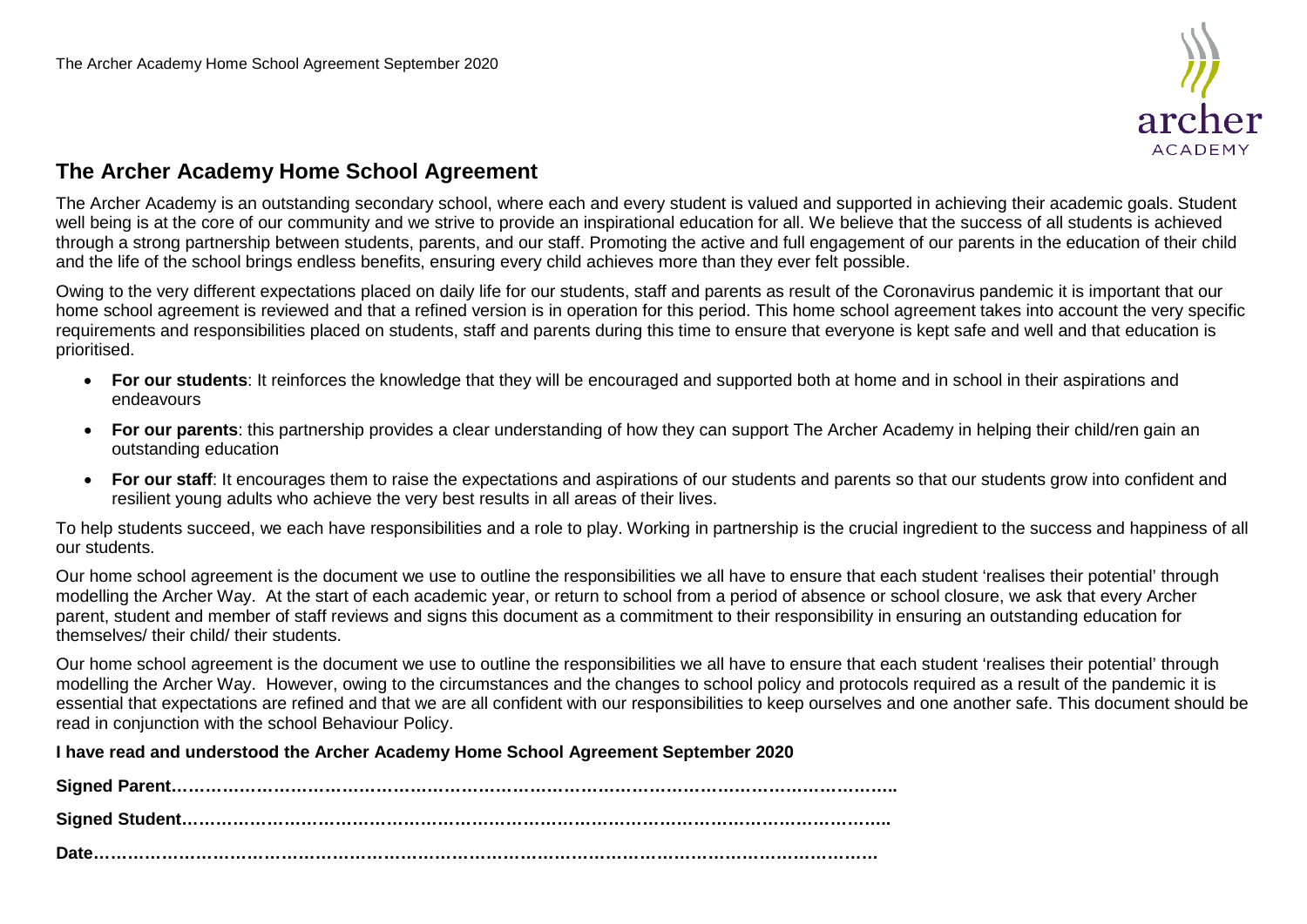## The Archer Academy Home School Agreement

The Archer Academy is an outstanding secondary school, where each and every student is valued and supported in achieving their academic goals. Student well being is at the core of our community and we strive to provide an inspirational education for all. We believe that the success of all students is achieved through a strong partnership between students, parents, and our staff. Promoting the active and full engagement of our parents in the education of their child and the life of the school brings endless benefits, ensuring every child achieves more than they ever felt possible.

Owing to the very different expectations placed on daily life for our students, staff and parents as result of the Coronavirus pandemic it is important that our home school agreement is reviewed and that a refined version is in operation for this period. This home school agreement takes into account the very specific requirements and responsibilities placed on students, staff and parents during this time to ensure that everyone is kept safe and well and that education is prioritised.

- **For our students**: It reinforces the knowledge that they will be encouraged and supported both at home and in school in their aspirations and endeavours
- **For our parents**: this partnership provides a clear understanding of how they can support The Archer Academy in helping their child/ren gain an outstanding education
- **For our staff**: It encourages them to raise the expectations and aspirations of our students and parents so that our students grow into confident and resilient young adults who achieve the very best results in all areas of their lives.

To help students succeed, we each have responsibilities and a role to play. Working in partnership is the crucial ingredient to the success and happiness of all our students.

Our home school agreement is the document we use to outline the responsibilities we all have to ensure that each student 'realises their potential' through modelling the Archer Way. At the start of each academic year, or return to school from a period of absence or school closure, we ask that every Archer parent, student and member of staff reviews and signs this document as a commitment to their responsibility in ensuring an outstanding education for themselves/ their child/ their students.

Our home school agreement is the document we use to outline the responsibilities we all have to ensure that each student 'realises their potential' through modelling the Archer Way. However, owing to the circumstances and the changes to school policy and protocols required as a result of the pandemic it is essential that expectations are refined and that we are all confident with our responsibilities to keep ourselves and one another safe. This document should be read in conjunction with the school Behaviour Policy.

**I have read and understood the Archer Academy Home School Agreement September 2020**

**Signed Parent……………………………………………………………………………………………………………..**

**Signed Student…………………………………………………………………………………………………………..**

**Date……………………………………………………………………………………………………………………….**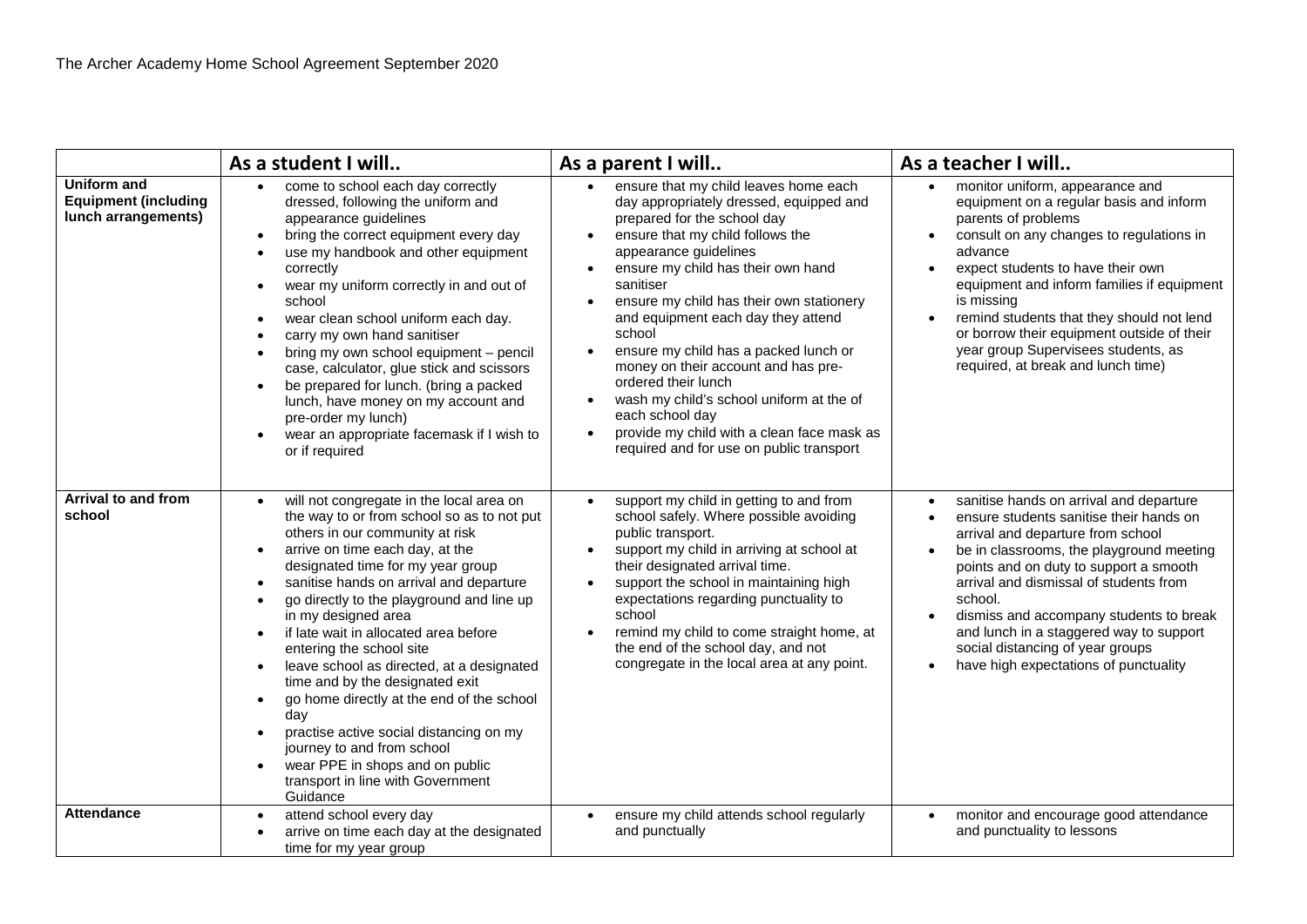The Archer Academy Home School Agreement September 2020

| | As a student I will.. | As a parent I will.. | As a teacher I will.. |
|---|---|---|---|
| **Uniform and Equipment (including lunch arrangements)** | • come to school each day correctly dressed, following the uniform and appearance guidelines<br>• bring the correct equipment every day<br>• use my handbook and other equipment correctly<br>• wear my uniform correctly in and out of school<br>• wear clean school uniform each day.<br>• carry my own hand sanitiser<br>• bring my own school equipment – pencil case, calculator, glue stick and scissors<br>• be prepared for lunch. (bring a packed lunch, have money on my account and pre-order my lunch)<br>• wear an appropriate facemask if I wish to or if required | • ensure that my child leaves home each day appropriately dressed, equipped and prepared for the school day<br>• ensure that my child follows the appearance guidelines<br>• ensure my child has their own hand sanitiser<br>• ensure my child has their own stationery and equipment each day they attend school<br>• ensure my child has a packed lunch or money on their account and has pre-ordered their lunch<br>• wash my child's school uniform at the of each school day<br>• provide my child with a clean face mask as required and for use on public transport | • monitor uniform, appearance and equipment on a regular basis and inform parents of problems<br>• consult on any changes to regulations in advance<br>• expect students to have their own equipment and inform families if equipment is missing<br>• remind students that they should not lend or borrow their equipment outside of their year group Supervisees students, as required, at break and lunch time) |
| **Arrival to and from school** | • will not congregate in the local area on the way to or from school so as to not put others in our community at risk<br>• arrive on time each day, at the designated time for my year group<br>• sanitise hands on arrival and departure<br>• go directly to the playground and line up in my designed area<br>• if late wait in allocated area before entering the school site<br>• leave school as directed, at a designated time and by the designated exit<br>• go home directly at the end of the school day<br>• practise active social distancing on my journey to and from school<br>• wear PPE in shops and on public transport in line with Government Guidance | • support my child in getting to and from school safely. Where possible avoiding public transport.<br>• support my child in arriving at school at their designated arrival time.<br>• support the school in maintaining high expectations regarding punctuality to school<br>• remind my child to come straight home, at the end of the school day, and not congregate in the local area at any point. | • sanitise hands on arrival and departure<br>• ensure students sanitise their hands on arrival and departure from school<br>• be in classrooms, the playground meeting points and on duty to support a smooth arrival and dismissal of students from school.<br>• dismiss and accompany students to break and lunch in a staggered way to support social distancing of year groups<br>• have high expectations of punctuality |
| **Attendance** | • attend school every day<br>• arrive on time each day at the designated time for my year group | • ensure my child attends school regularly and punctually | • monitor and encourage good attendance and punctuality to lessons |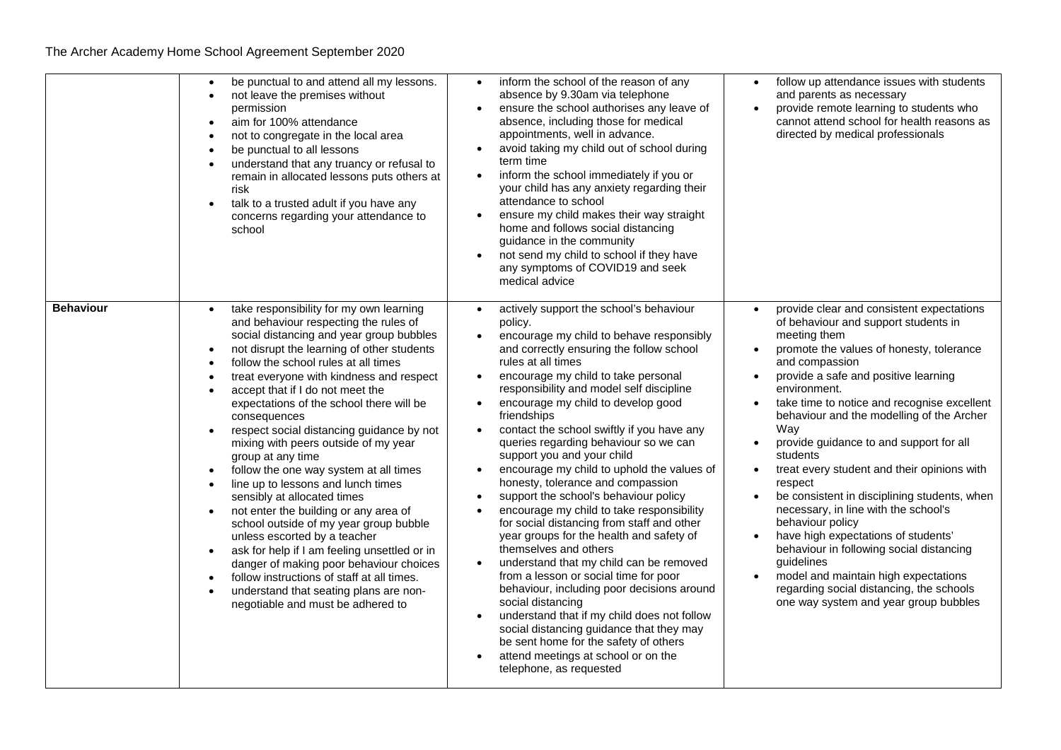| | | | |
|---|---|---|---|
| | • be punctual to and attend all my lessons.<br>• not leave the premises without permission<br>• aim for 100% attendance<br>• not to congregate in the local area<br>• be punctual to all lessons<br>• understand that any truancy or refusal to remain in allocated lessons puts others at risk<br>• talk to a trusted adult if you have any concerns regarding your attendance to school | • inform the school of the reason of any absence by 9.30am via telephone<br>• ensure the school authorises any leave of absence, including those for medical appointments, well in advance.<br>• avoid taking my child out of school during term time<br>• inform the school immediately if you or your child has any anxiety regarding their attendance to school<br>• ensure my child makes their way straight home and follows social distancing guidance in the community<br>• not send my child to school if they have any symptoms of COVID19 and seek medical advice | • follow up attendance issues with students and parents as necessary<br>• provide remote learning to students who cannot attend school for health reasons as directed by medical professionals |
| **Behaviour** | • take responsibility for my own learning and behaviour respecting the rules of social distancing and year group bubbles<br>• not disrupt the learning of other students<br>• follow the school rules at all times<br>• treat everyone with kindness and respect<br>• accept that if I do not meet the expectations of the school there will be consequences<br>• respect social distancing guidance by not mixing with peers outside of my year group at any time<br>• follow the one way system at all times<br>• line up to lessons and lunch times sensibly at allocated times<br>• not enter the building or any area of school outside of my year group bubble unless escorted by a teacher<br>• ask for help if I am feeling unsettled or in danger of making poor behaviour choices<br>• follow instructions of staff at all times.<br>• understand that seating plans are non-negotiable and must be adhered to | • actively support the school's behaviour policy.<br>• encourage my child to behave responsibly and correctly ensuring the follow school rules at all times<br>• encourage my child to take personal responsibility and model self discipline<br>• encourage my child to develop good friendships<br>• contact the school swiftly if you have any queries regarding behaviour so we can support you and your child<br>• encourage my child to uphold the values of honesty, tolerance and compassion<br>• support the school's behaviour policy<br>• encourage my child to take responsibility for social distancing from staff and other year groups for the health and safety of themselves and others<br>• understand that my child can be removed from a lesson or social time for poor behaviour, including poor decisions around social distancing<br>• understand that if my child does not follow social distancing guidance that they may be sent home for the safety of others<br>• attend meetings at school or on the telephone, as requested | • provide clear and consistent expectations of behaviour and support students in meeting them<br>• promote the values of honesty, tolerance and compassion<br>• provide a safe and positive learning environment.<br>• take time to notice and recognise excellent behaviour and the modelling of the Archer Way<br>• provide guidance to and support for all students<br>• treat every student and their opinions with respect<br>• be consistent in disciplining students, when necessary, in line with the school's behaviour policy<br>• have high expectations of students' behaviour in following social distancing guidelines<br>• model and maintain high expectations regarding social distancing, the schools one way system and year group bubbles |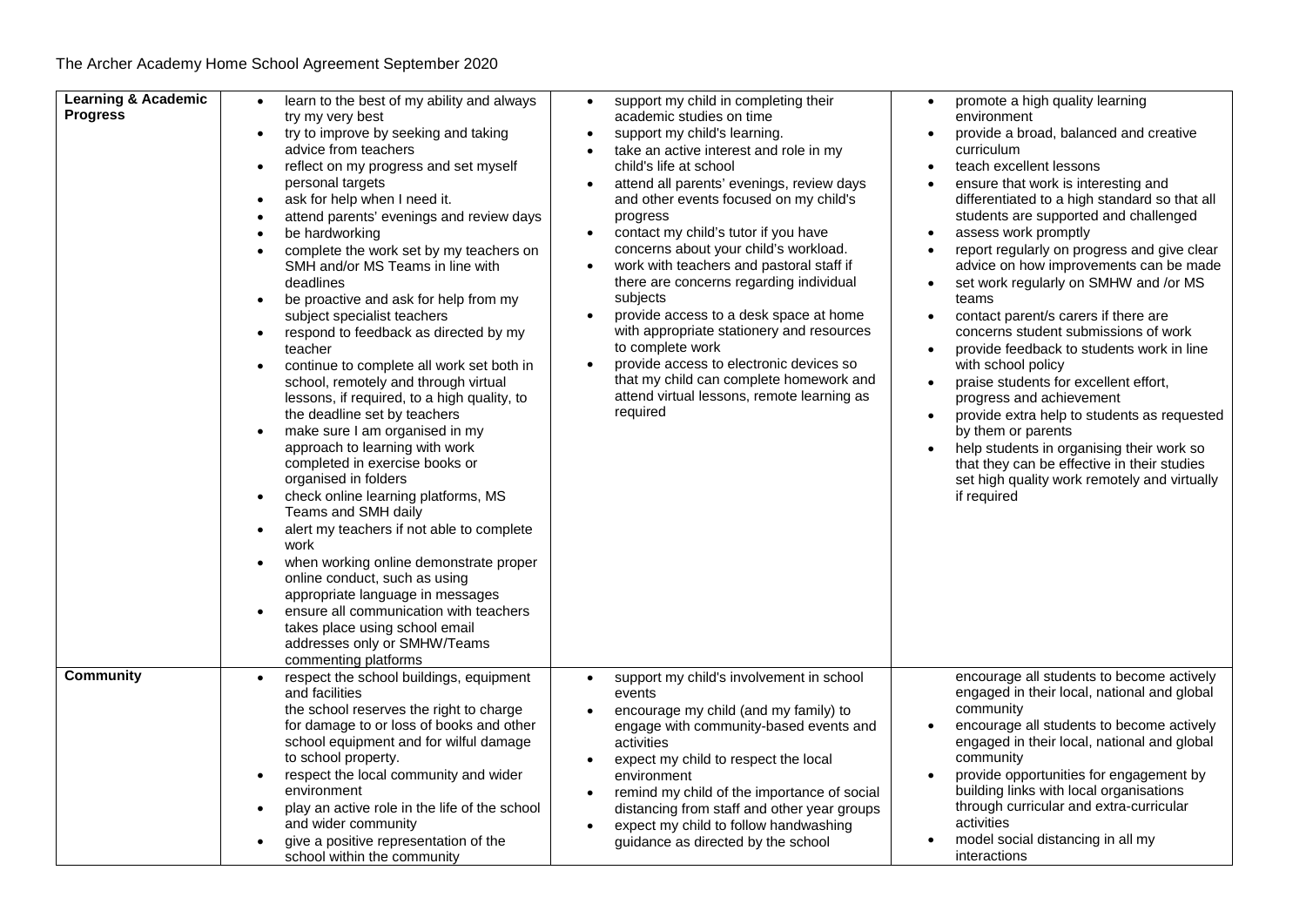The Archer Academy Home School Agreement September 2020

| | | | |
|---|---|---|---|
| **Learning & Academic Progress** | • learn to the best of my ability and always try my very best<br>• try to improve by seeking and taking advice from teachers<br>• reflect on my progress and set myself personal targets<br>• ask for help when I need it.<br>• attend parents' evenings and review days<br>• be hardworking<br>• complete the work set by my teachers on SMH and/or MS Teams in line with deadlines<br>• be proactive and ask for help from my subject specialist teachers<br>• respond to feedback as directed by my teacher<br>• continue to complete all work set both in school, remotely and through virtual lessons, if required, to a high quality, to the deadline set by teachers<br>• make sure I am organised in my approach to learning with work completed in exercise books or organised in folders<br>• check online learning platforms, MS Teams and SMH daily<br>• alert my teachers if not able to complete work<br>• when working online demonstrate proper online conduct, such as using appropriate language in messages<br>• ensure all communication with teachers takes place using school email addresses only or SMHW/Teams commenting platforms | • support my child in completing their academic studies on time<br>• support my child's learning.<br>• take an active interest and role in my child's life at school<br>• attend all parents' evenings, review days and other events focused on my child's progress<br>• contact my child's tutor if you have concerns about your child's workload.<br>• work with teachers and pastoral staff if there are concerns regarding individual subjects<br>• provide access to a desk space at home with appropriate stationery and resources to complete work<br>• provide access to electronic devices so that my child can complete homework and attend virtual lessons, remote learning as required | • promote a high quality learning environment<br>• provide a broad, balanced and creative curriculum<br>• teach excellent lessons<br>• ensure that work is interesting and differentiated to a high standard so that all students are supported and challenged<br>• assess work promptly<br>• report regularly on progress and give clear advice on how improvements can be made<br>• set work regularly on SMHW and /or MS teams<br>• contact parent/s carers if there are concerns student submissions of work<br>• provide feedback to students work in line with school policy<br>• praise students for excellent effort, progress and achievement<br>• provide extra help to students as requested by them or parents<br>• help students in organising their work so that they can be effective in their studies set high quality work remotely and virtually if required |
| **Community** | • respect the school buildings, equipment and facilities<br>the school reserves the right to charge for damage to or loss of books and other school equipment and for wilful damage to school property.<br>• respect the local community and wider environment<br>• play an active role in the life of the school and wider community<br>• give a positive representation of the school within the community | • support my child's involvement in school events<br>• encourage my child (and my family) to engage with community-based events and activities<br>• expect my child to respect the local environment<br>• remind my child of the importance of social distancing from staff and other year groups<br>• expect my child to follow handwashing guidance as directed by the school | encourage all students to become actively engaged in their local, national and global community<br>• encourage all students to become actively engaged in their local, national and global community<br>• provide opportunities for engagement by building links with local organisations through curricular and extra-curricular activities<br>• model social distancing in all my interactions |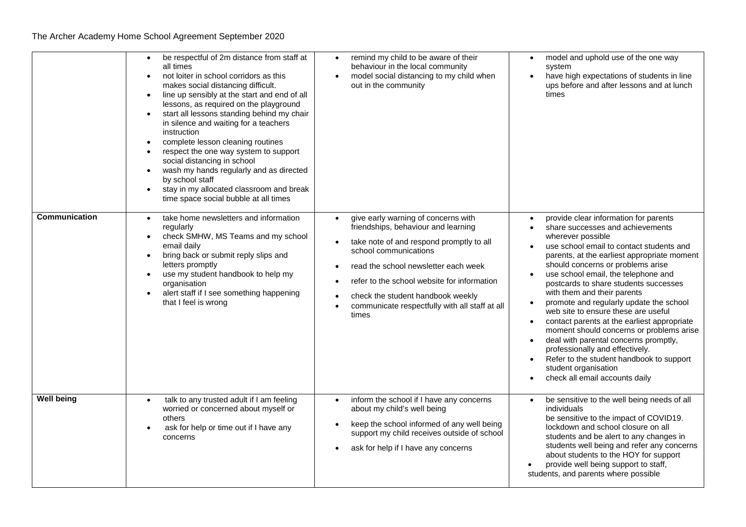The Archer Academy Home School Agreement September 2020

| | | | |
|---|---|---|---|
| | • be respectful of 2m distance from staff at all times<br>• not loiter in school corridors as this makes social distancing difficult.<br>• line up sensibly at the start and end of all lessons, as required on the playground<br>• start all lessons standing behind my chair in silence and waiting for a teachers instruction<br>• complete lesson cleaning routines<br>• respect the one way system to support social distancing in school<br>• wash my hands regularly and as directed by school staff<br>• stay in my allocated classroom and break time space social bubble at all times | • remind my child to be aware of their behaviour in the local community<br>• model social distancing to my child when out in the community | • model and uphold use of the one way system<br>• have high expectations of students in line ups before and after lessons and at lunch times |
| **Communication** | • take home newsletters and information regularly<br>• check SMHW, MS Teams and my school email daily<br>• bring back or submit reply slips and letters promptly<br>• use my student handbook to help my organisation<br>• alert staff if I see something happening that I feel is wrong | • give early warning of concerns with friendships, behaviour and learning<br>• take note of and respond promptly to all school communications<br>• read the school newsletter each week<br>• refer to the school website for information<br>• check the student handbook weekly<br>• communicate respectfully with all staff at all times | • provide clear information for parents<br>• share successes and achievements wherever possible<br>• use school email to contact students and parents, at the earliest appropriate moment should concerns or problems arise<br>• use school email, the telephone and postcards to share students successes with them and their parents<br>• promote and regularly update the school web site to ensure these are useful<br>• contact parents at the earliest appropriate moment should concerns or problems arise<br>• deal with parental concerns promptly, professionally and effectively.<br>• Refer to the student handbook to support student organisation<br>• check all email accounts daily |
| **Well being** | • talk to any trusted adult if I am feeling worried or concerned about myself or others<br>• ask for help or time out if I have any concerns | • inform the school if I have any concerns about my child's well being<br>• keep the school informed of any well being support my child receives outside of school<br>• ask for help if I have any concerns | • be sensitive to the well being needs of all individuals<br>be sensitive to the impact of COVID19. lockdown and school closure on all students and be alert to any changes in students well being and refer any concerns about students to the HOY for support<br>• provide well being support to staff, students, and parents where possible |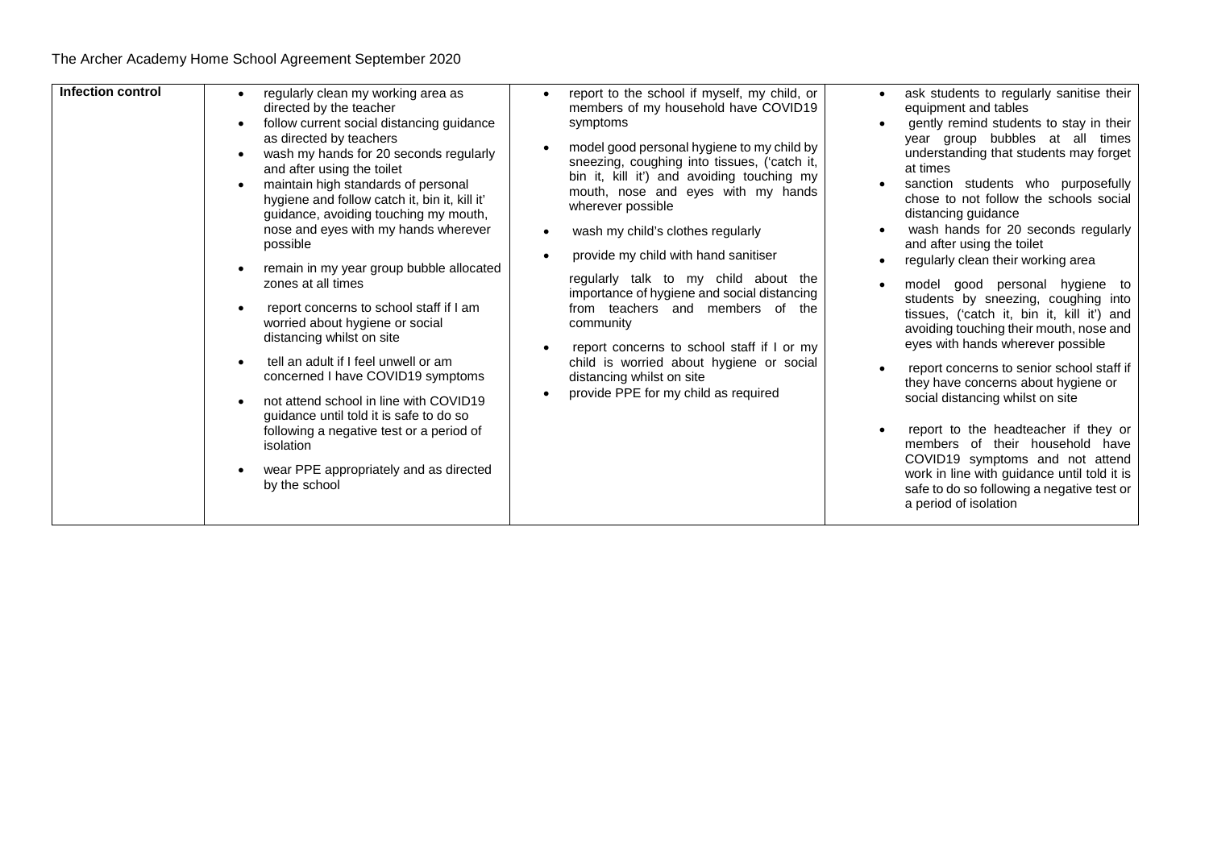| Infection control | • regularly clean my working area as directed by the teacher<br>• follow current social distancing guidance as directed by teachers<br>• wash my hands for 20 seconds regularly and after using the toilet<br>• maintain high standards of personal hygiene and follow catch it, bin it, kill it' guidance, avoiding touching my mouth, nose and eyes with my hands wherever possible<br>• remain in my year group bubble allocated zones at all times<br>• report concerns to school staff if I am worried about hygiene or social distancing whilst on site<br>• tell an adult if I feel unwell or am concerned I have COVID19 symptoms<br>• not attend school in line with COVID19 guidance until told it is safe to do so following a negative test or a period of isolation<br>• wear PPE appropriately and as directed by the school | • report to the school if myself, my child, or members of my household have COVID19 symptoms<br>• model good personal hygiene to my child by sneezing, coughing into tissues, ('catch it, bin it, kill it') and avoiding touching my mouth, nose and eyes with my hands wherever possible<br>• wash my child's clothes regularly<br>• provide my child with hand sanitiser<br>regularly talk to my child about the importance of hygiene and social distancing from teachers and members of the community<br>• report concerns to school staff if I or my child is worried about hygiene or social distancing whilst on site<br>• provide PPE for my child as required | • ask students to regularly sanitise their equipment and tables<br>• gently remind students to stay in their year group bubbles at all times understanding that students may forget at times<br>• sanction students who purposefully chose to not follow the schools social distancing guidance<br>• wash hands for 20 seconds regularly and after using the toilet<br>• regularly clean their working area<br>• model good personal hygiene to students by sneezing, coughing into tissues, ('catch it, bin it, kill it') and avoiding touching their mouth, nose and eyes with hands wherever possible<br>• report concerns to senior school staff if they have concerns about hygiene or social distancing whilst on site<br>• report to the headteacher if they or members of their household have COVID19 symptoms and not attend work in line with guidance until told it is safe to do so following a negative test or a period of isolation |
|---|---|---|---|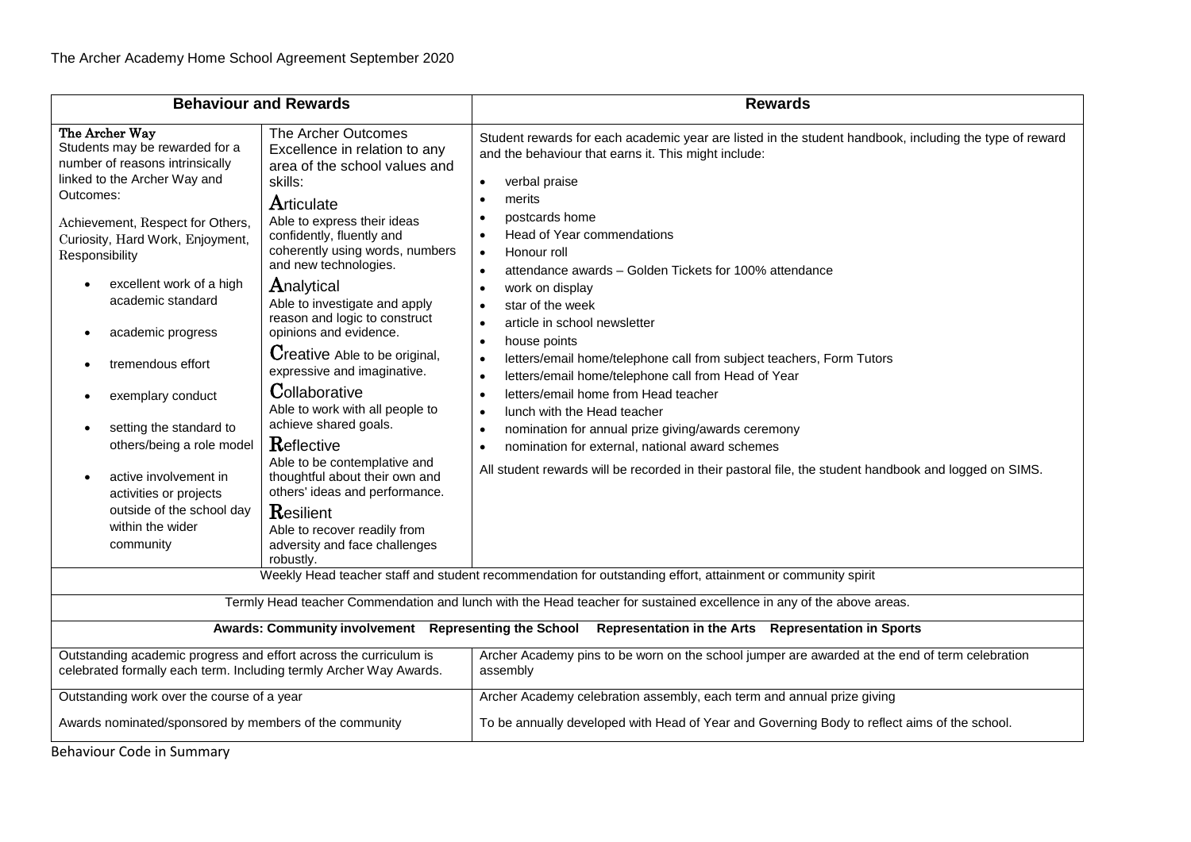| Behaviour and Rewards | | Rewards |
|---|---|---|
| **The Archer Way**<br>Students may be rewarded for a number of reasons intrinsically linked to the Archer Way and Outcomes:<br><br>Achievement, Respect for Others, Curiosity, Hard Work, Enjoyment, Responsibility<br><br>• excellent work of a high academic standard<br>• academic progress<br>• tremendous effort<br>• exemplary conduct<br>• setting the standard to others/being a role model<br>• active involvement in activities or projects outside of the school day within the wider community | The Archer Outcomes<br>Excellence in relation to any area of the school values and skills:<br><br>**A**rticulate<br>Able to express their ideas confidently, fluently and coherently using words, numbers and new technologies.<br><br>**A**nalytical<br>Able to investigate and apply reason and logic to construct opinions and evidence.<br><br>**C**reative Able to be original, expressive and imaginative.<br><br>**C**ollaborative<br>Able to work with all people to achieve shared goals.<br><br>**R**eflective<br>Able to be contemplative and thoughtful about their own and others' ideas and performance.<br><br>**R**esilient<br>Able to recover readily from adversity and face challenges robustly. | Student rewards for each academic year are listed in the student handbook, including the type of reward and the behaviour that earns it. This might include:<br><br>• verbal praise<br>• merits<br>• postcards home<br>• Head of Year commendations<br>• Honour roll<br>• attendance awards – Golden Tickets for 100% attendance<br>• work on display<br>• star of the week<br>• article in school newsletter<br>• house points<br>• letters/email home/telephone call from subject teachers, Form Tutors<br>• letters/email home/telephone call from Head of Year<br>• letters/email home from Head teacher<br>• lunch with the Head teacher<br>• nomination for annual prize giving/awards ceremony<br>• nomination for external, national award schemes<br><br>All student rewards will be recorded in their pastoral file, the student handbook and logged on SIMS. |
| Weekly Head teacher staff and student recommendation for outstanding effort, attainment or community spirit | | |
| Termly Head teacher Commendation and lunch with the Head teacher for sustained excellence in any of the above areas. | | |
| **Awards: Community involvement Representing the School Representation in the Arts Representation in Sports** | | |
| Outstanding academic progress and effort across the curriculum is celebrated formally each term. Including termly Archer Way Awards. | | Archer Academy pins to be worn on the school jumper are awarded at the end of term celebration assembly |
| Outstanding work over the course of a year<br><br>Awards nominated/sponsored by members of the community | | Archer Academy celebration assembly, each term and annual prize giving<br><br>To be annually developed with Head of Year and Governing Body to reflect aims of the school. |

Behaviour Code in Summary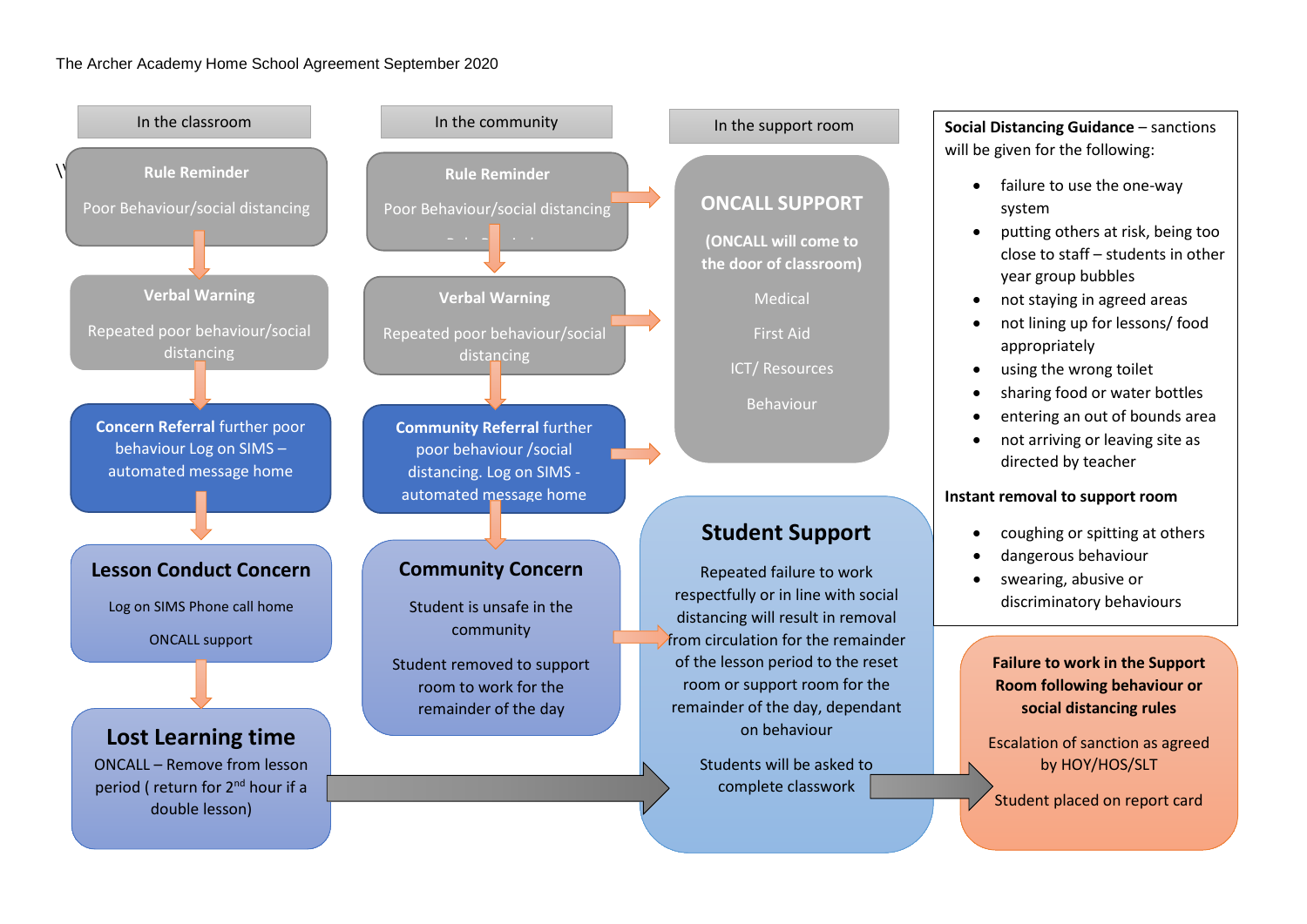The Archer Academy Home School Agreement September 2020

## In the classroom

**Rule Reminder**

Poor Behaviour/social distancing

**Verbal Warning**

Repeated poor behaviour/social distancing

**Concern Referral** further poor behaviour Log on SIMS – automated message home

**Lesson Conduct Concern**

Log on SIMS Phone call home

ONCALL support

**Lost Learning time**

ONCALL – Remove from lesson period ( return for 2nd hour if a double lesson)

## In the community

**Rule Reminder**

Poor Behaviour/social distancing

**Verbal Warning**

Repeated poor behaviour/social distancing

**Community Referral** further poor behaviour /social distancing. Log on SIMS - automated message home

**Community Concern**

Student is unsafe in the community

Student removed to support room to work for the remainder of the day

## In the support room

**ONCALL SUPPORT**

**(ONCALL will come to the door of classroom)**

Medical

First Aid

ICT/ Resources

Behaviour

**Student Support**

Repeated failure to work respectfully or in line with social distancing will result in removal from circulation for the remainder of the lesson period to the reset room or support room for the remainder of the day, dependant on behaviour

Students will be asked to complete classwork

**Failure to work in the Support Room following behaviour or social distancing rules**

Escalation of sanction as agreed by HOY/HOS/SLT

Student placed on report card

**Social Distancing Guidance** – sanctions will be given for the following:

- failure to use the one-way system
- putting others at risk, being too close to staff – students in other year group bubbles
- not staying in agreed areas
- not lining up for lessons/ food appropriately
- using the wrong toilet
- sharing food or water bottles
- entering an out of bounds area
- not arriving or leaving site as directed by teacher

**Instant removal to support room**

- coughing or spitting at others
- dangerous behaviour
- swearing, abusive or discriminatory behaviours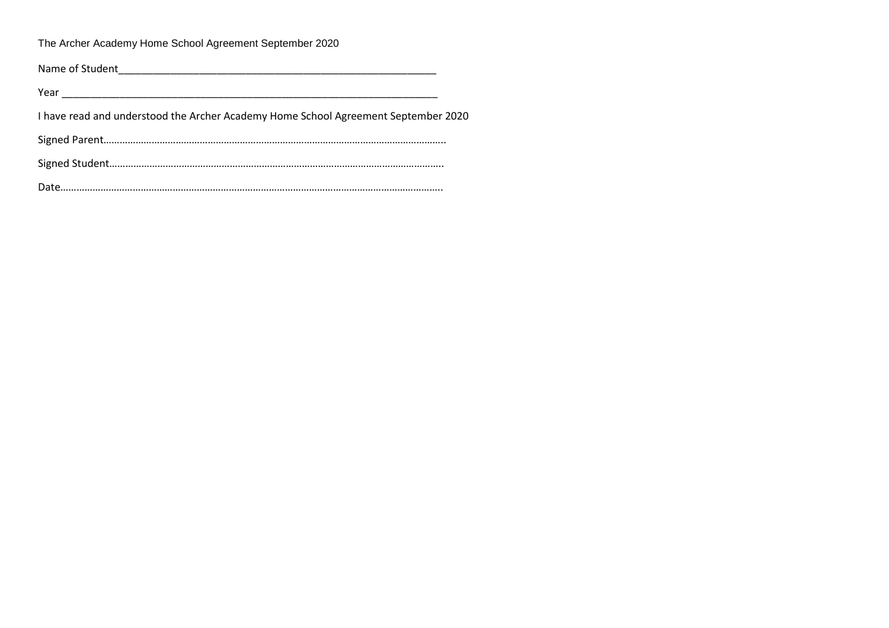The Archer Academy Home School Agreement September 2020

Name of Student___________________________________________________________

Year ______________________________________________________________________

I have read and understood the Archer Academy Home School Agreement September 2020

Signed Parent……………………………………………………………………………………………………………..

Signed Student…………………………………………………………………………………………………………..

Date……………………………………………………………………………………………………………………………..